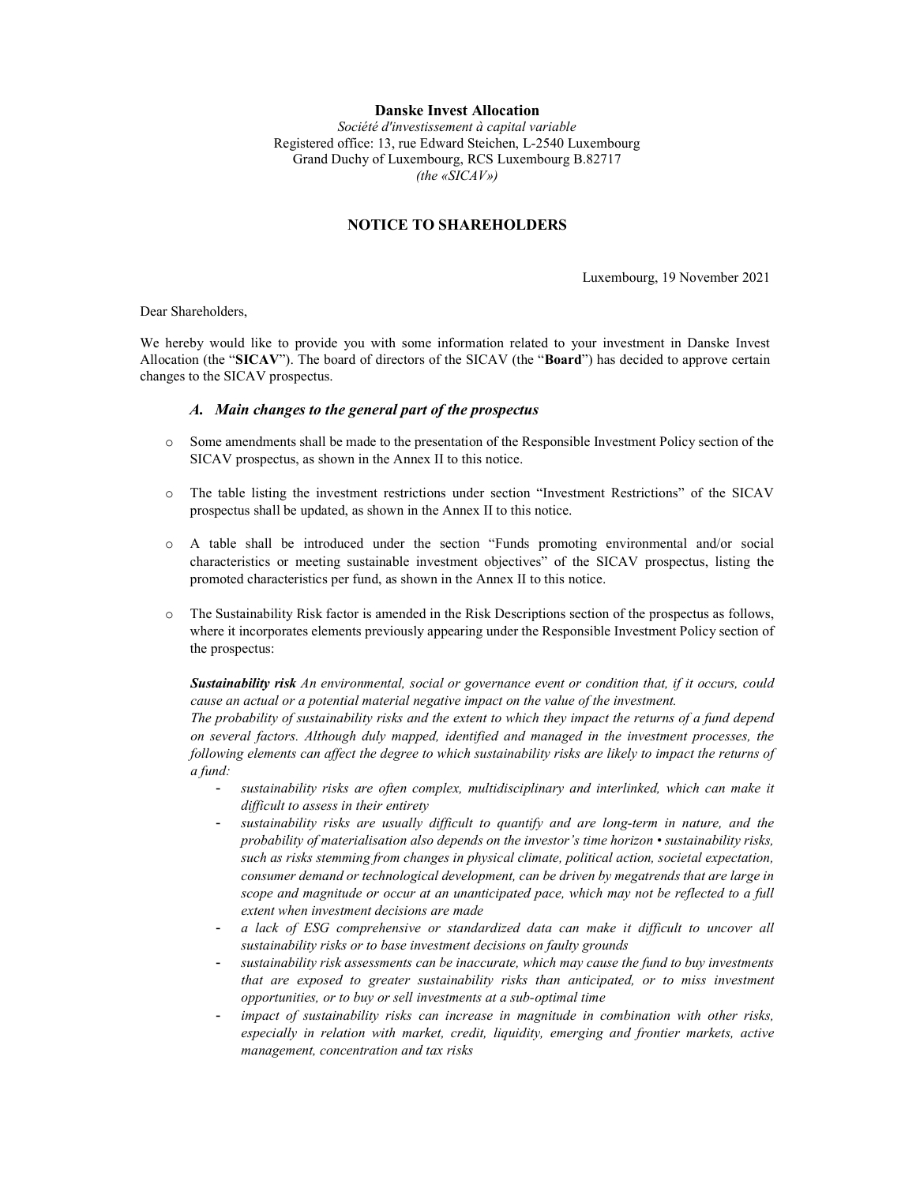**Danske Invest Allocation**

*Société d'investissement à capital variable*
Registered office: 13, rue Edward Steichen, L-2540 Luxembourg
Grand Duchy of Luxembourg, RCS Luxembourg B.82717
*(the «SICAV»)*

## NOTICE TO SHAREHOLDERS

Luxembourg, 19 November 2021

Dear Shareholders,

We hereby would like to provide you with some information related to your investment in Danske Invest Allocation (the "**SICAV**"). The board of directors of the SICAV (the "**Board**") has decided to approve certain changes to the SICAV prospectus.

### *A. Main changes to the general part of the prospectus*

- Some amendments shall be made to the presentation of the Responsible Investment Policy section of the SICAV prospectus, as shown in the Annex II to this notice.
- The table listing the investment restrictions under section "Investment Restrictions" of the SICAV prospectus shall be updated, as shown in the Annex II to this notice.
- A table shall be introduced under the section "Funds promoting environmental and/or social characteristics or meeting sustainable investment objectives" of the SICAV prospectus, listing the promoted characteristics per fund, as shown in the Annex II to this notice.
- The Sustainability Risk factor is amended in the Risk Descriptions section of the prospectus as follows, where it incorporates elements previously appearing under the Responsible Investment Policy section of the prospectus:

  ***Sustainability risk*** *An environmental, social or governance event or condition that, if it occurs, could cause an actual or a potential material negative impact on the value of the investment.*
  *The probability of sustainability risks and the extent to which they impact the returns of a fund depend on several factors. Although duly mapped, identified and managed in the investment processes, the following elements can affect the degree to which sustainability risks are likely to impact the returns of a fund:*
  - *sustainability risks are often complex, multidisciplinary and interlinked, which can make it difficult to assess in their entirety*
  - *sustainability risks are usually difficult to quantify and are long-term in nature, and the probability of materialisation also depends on the investor's time horizon • sustainability risks, such as risks stemming from changes in physical climate, political action, societal expectation, consumer demand or technological development, can be driven by megatrends that are large in scope and magnitude or occur at an unanticipated pace, which may not be reflected to a full extent when investment decisions are made*
  - *a lack of ESG comprehensive or standardized data can make it difficult to uncover all sustainability risks or to base investment decisions on faulty grounds*
  - *sustainability risk assessments can be inaccurate, which may cause the fund to buy investments that are exposed to greater sustainability risks than anticipated, or to miss investment opportunities, or to buy or sell investments at a sub-optimal time*
  - *impact of sustainability risks can increase in magnitude in combination with other risks, especially in relation with market, credit, liquidity, emerging and frontier markets, active management, concentration and tax risks*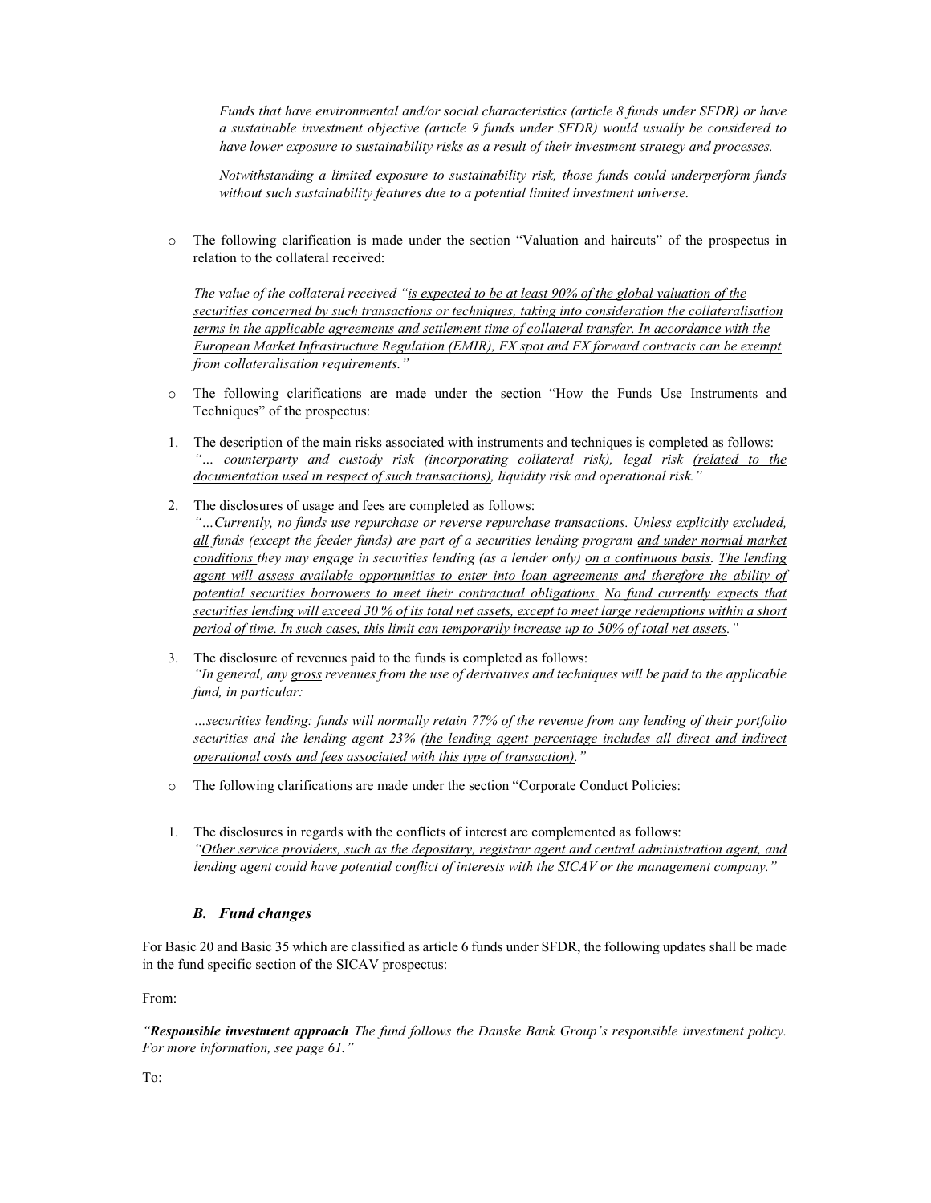*Funds that have environmental and/or social characteristics (article 8 funds under SFDR) or have a sustainable investment objective (article 9 funds under SFDR) would usually be considered to have lower exposure to sustainability risks as a result of their investment strategy and processes.*

*Notwithstanding a limited exposure to sustainability risk, those funds could underperform funds without such sustainability features due to a potential limited investment universe.*

- The following clarification is made under the section "Valuation and haircuts" of the prospectus in relation to the collateral received:

  *The value of the collateral received "<u>is expected to be at least 90% of the global valuation of the securities concerned by such transactions or techniques, taking into consideration the collateralisation terms in the applicable agreements and settlement time of collateral transfer. In accordance with the European Market Infrastructure Regulation (EMIR), FX spot and FX forward contracts can be exempt from collateralisation requirements.</u>"*

- The following clarifications are made under the section "How the Funds Use Instruments and Techniques" of the prospectus:

1. The description of the main risks associated with instruments and techniques is completed as follows: *"… counterparty and custody risk (incorporating collateral risk), legal risk <u>(related to the documentation used in respect of such transactions)</u>, liquidity risk and operational risk."*

2. The disclosures of usage and fees are completed as follows: *"…Currently, no funds use repurchase or reverse repurchase transactions. Unless explicitly excluded, <u>all</u> funds (except the feeder funds) are part of a securities lending program <u>and under normal market conditions</u> they may engage in securities lending (as a lender only) <u>on a continuous basis</u>. <u>The lending agent will assess available opportunities to enter into loan agreements and therefore the ability of potential securities borrowers to meet their contractual obligations</u>. <u>No fund currently expects that securities lending will exceed 30 % of its total net assets, except to meet large redemptions within a short period of time. In such cases, this limit can temporarily increase up to 50% of total net assets</u>."*

3. The disclosure of revenues paid to the funds is completed as follows: *"In general, any <u>gross</u> revenues from the use of derivatives and techniques will be paid to the applicable fund, in particular:*

   *…securities lending: funds will normally retain 77% of the revenue from any lending of their portfolio securities and the lending agent 23% (<u>the lending agent percentage includes all direct and indirect operational costs and fees associated with this type of transaction)</u>."*

- The following clarifications are made under the section "Corporate Conduct Policies:

1. The disclosures in regards with the conflicts of interest are complemented as follows: *"<u>Other service providers, such as the depositary, registrar agent and central administration agent, and lending agent could have potential conflict of interests with the SICAV or the management company.</u>"*

### *B. Fund changes*

For Basic 20 and Basic 35 which are classified as article 6 funds under SFDR, the following updates shall be made in the fund specific section of the SICAV prospectus:

From:

*"**Responsible investment approach** The fund follows the Danske Bank Group's responsible investment policy. For more information, see page 61."*

To: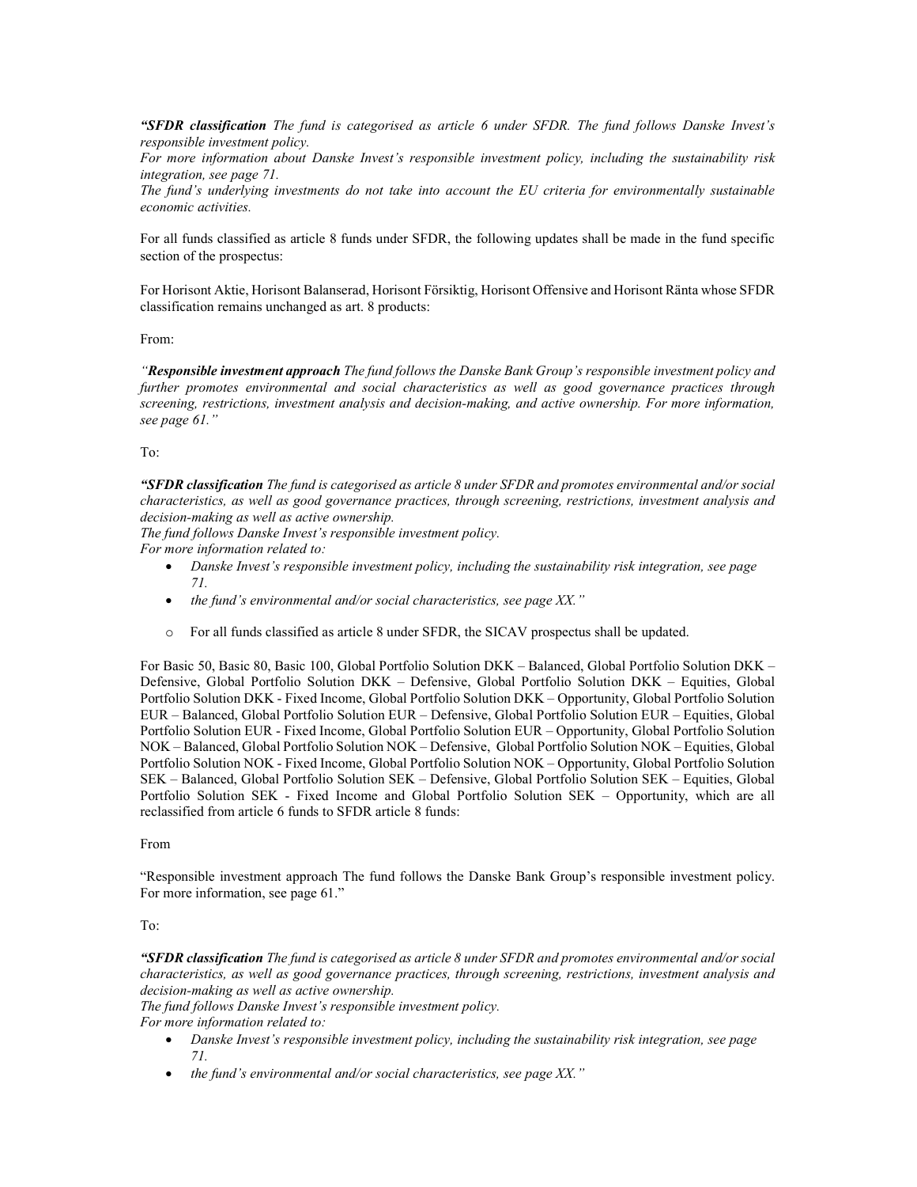***"SFDR classification** The fund is categorised as article 6 under SFDR. The fund follows Danske Invest's responsible investment policy.*
*For more information about Danske Invest's responsible investment policy, including the sustainability risk integration, see page 71.*
*The fund's underlying investments do not take into account the EU criteria for environmentally sustainable economic activities.*

For all funds classified as article 8 funds under SFDR, the following updates shall be made in the fund specific section of the prospectus:

For Horisont Aktie, Horisont Balanserad, Horisont Försiktig, Horisont Offensive and Horisont Ränta whose SFDR classification remains unchanged as art. 8 products:

From:

*"**Responsible investment approach** The fund follows the Danske Bank Group's responsible investment policy and further promotes environmental and social characteristics as well as good governance practices through screening, restrictions, investment analysis and decision-making, and active ownership. For more information, see page 61."*

To:

***"SFDR classification** The fund is categorised as article 8 under SFDR and promotes environmental and/or social characteristics, as well as good governance practices, through screening, restrictions, investment analysis and decision-making as well as active ownership.*
*The fund follows Danske Invest's responsible investment policy.*
*For more information related to:*

- *Danske Invest's responsible investment policy, including the sustainability risk integration, see page 71.*
- *the fund's environmental and/or social characteristics, see page XX."*

  - For all funds classified as article 8 under SFDR, the SICAV prospectus shall be updated.

For Basic 50, Basic 80, Basic 100, Global Portfolio Solution DKK – Balanced, Global Portfolio Solution DKK – Defensive, Global Portfolio Solution DKK – Defensive, Global Portfolio Solution DKK – Equities, Global Portfolio Solution DKK - Fixed Income, Global Portfolio Solution DKK – Opportunity, Global Portfolio Solution EUR – Balanced, Global Portfolio Solution EUR – Defensive, Global Portfolio Solution EUR – Equities, Global Portfolio Solution EUR - Fixed Income, Global Portfolio Solution EUR – Opportunity, Global Portfolio Solution NOK – Balanced, Global Portfolio Solution NOK – Defensive, Global Portfolio Solution NOK – Equities, Global Portfolio Solution NOK - Fixed Income, Global Portfolio Solution NOK – Opportunity, Global Portfolio Solution SEK – Balanced, Global Portfolio Solution SEK – Defensive, Global Portfolio Solution SEK – Equities, Global Portfolio Solution SEK - Fixed Income and Global Portfolio Solution SEK – Opportunity, which are all reclassified from article 6 funds to SFDR article 8 funds:

From

"Responsible investment approach The fund follows the Danske Bank Group's responsible investment policy. For more information, see page 61."

To:

***"SFDR classification** The fund is categorised as article 8 under SFDR and promotes environmental and/or social characteristics, as well as good governance practices, through screening, restrictions, investment analysis and decision-making as well as active ownership.*
*The fund follows Danske Invest's responsible investment policy.*
*For more information related to:*

- *Danske Invest's responsible investment policy, including the sustainability risk integration, see page 71.*
- *the fund's environmental and/or social characteristics, see page XX."*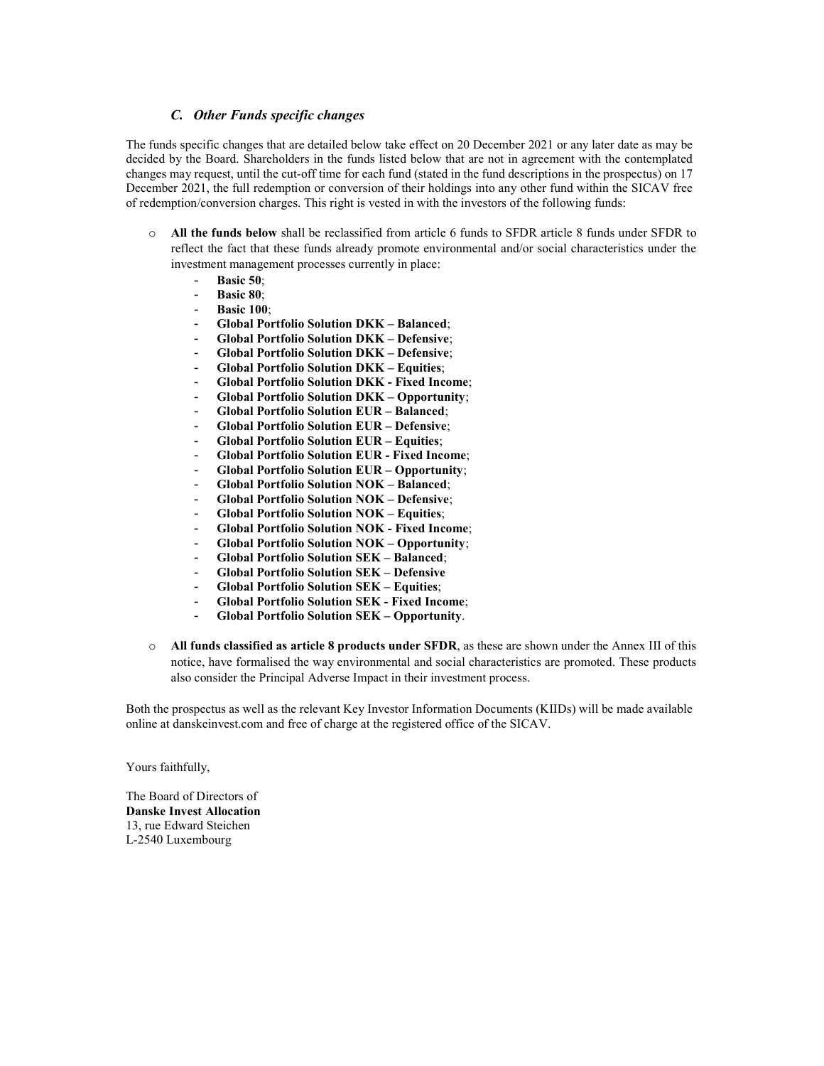### *C. Other Funds specific changes*

The funds specific changes that are detailed below take effect on 20 December 2021 or any later date as may be decided by the Board. Shareholders in the funds listed below that are not in agreement with the contemplated changes may request, until the cut-off time for each fund (stated in the fund descriptions in the prospectus) on 17 December 2021, the full redemption or conversion of their holdings into any other fund within the SICAV free of redemption/conversion charges. This right is vested in with the investors of the following funds:

- **All the funds below** shall be reclassified from article 6 funds to SFDR article 8 funds under SFDR to reflect the fact that these funds already promote environmental and/or social characteristics under the investment management processes currently in place:
  - **Basic 50**;
  - **Basic 80**;
  - **Basic 100**;
  - **Global Portfolio Solution DKK – Balanced**;
  - **Global Portfolio Solution DKK – Defensive**;
  - **Global Portfolio Solution DKK – Defensive**;
  - **Global Portfolio Solution DKK – Equities**;
  - **Global Portfolio Solution DKK - Fixed Income**;
  - **Global Portfolio Solution DKK – Opportunity**;
  - **Global Portfolio Solution EUR – Balanced**;
  - **Global Portfolio Solution EUR – Defensive**;
  - **Global Portfolio Solution EUR – Equities**;
  - **Global Portfolio Solution EUR - Fixed Income**;
  - **Global Portfolio Solution EUR – Opportunity**;
  - **Global Portfolio Solution NOK – Balanced**;
  - **Global Portfolio Solution NOK – Defensive**;
  - **Global Portfolio Solution NOK – Equities**;
  - **Global Portfolio Solution NOK - Fixed Income**;
  - **Global Portfolio Solution NOK – Opportunity**;
  - **Global Portfolio Solution SEK – Balanced**;
  - **Global Portfolio Solution SEK – Defensive**
  - **Global Portfolio Solution SEK – Equities**;
  - **Global Portfolio Solution SEK - Fixed Income**;
  - **Global Portfolio Solution SEK – Opportunity**.

- **All funds classified as article 8 products under SFDR**, as these are shown under the Annex III of this notice, have formalised the way environmental and social characteristics are promoted. These products also consider the Principal Adverse Impact in their investment process.

Both the prospectus as well as the relevant Key Investor Information Documents (KIIDs) will be made available online at danskeinvest.com and free of charge at the registered office of the SICAV.

Yours faithfully,

The Board of Directors of
**Danske Invest Allocation**
13, rue Edward Steichen
L-2540 Luxembourg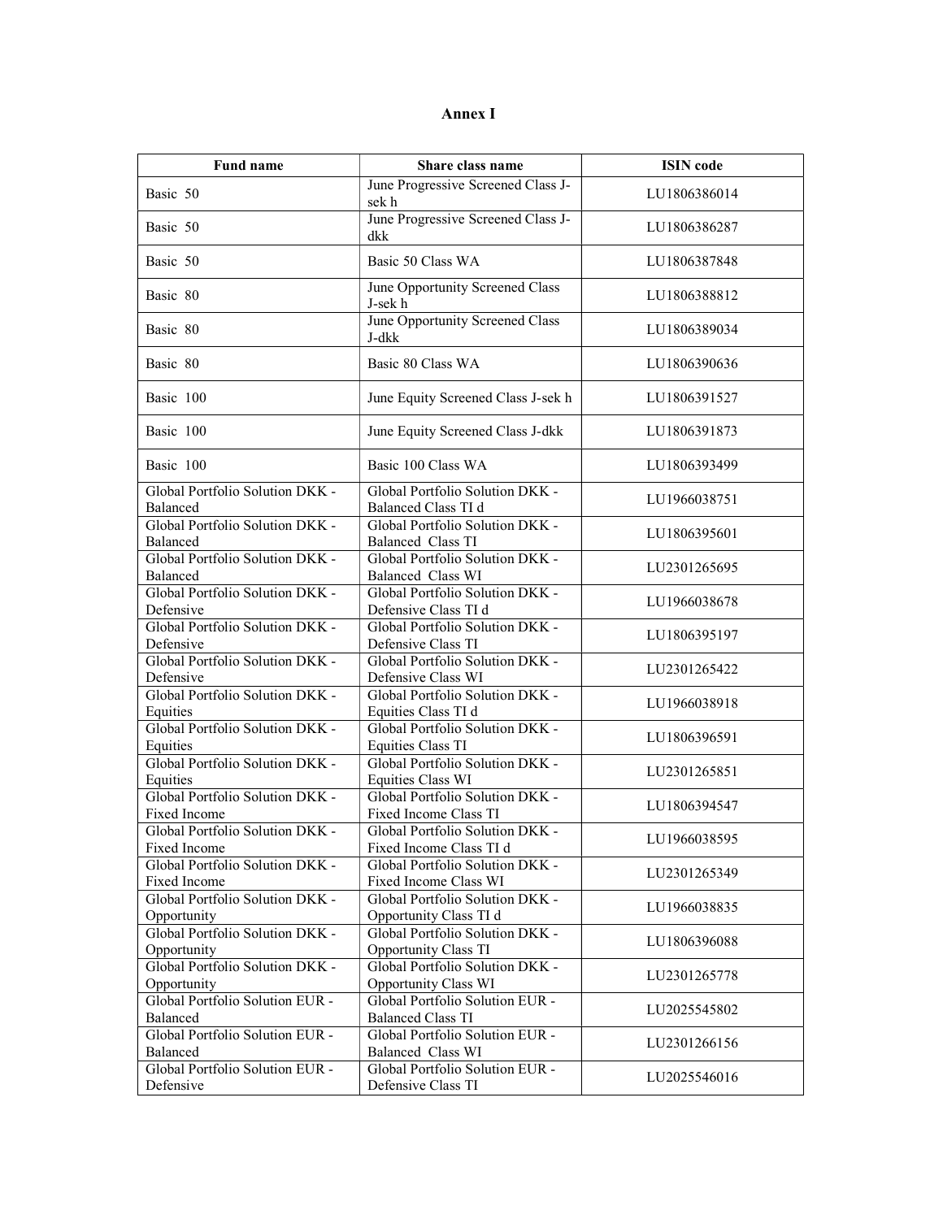# Annex I

| Fund name | Share class name | ISIN code |
|---|---|---|
| Basic 50 | June Progressive Screened Class J-sek h | LU1806386014 |
| Basic 50 | June Progressive Screened Class J-dkk | LU1806386287 |
| Basic 50 | Basic 50 Class WA | LU1806387848 |
| Basic 80 | June Opportunity Screened Class J-sek h | LU1806388812 |
| Basic 80 | June Opportunity Screened Class J-dkk | LU1806389034 |
| Basic 80 | Basic 80 Class WA | LU1806390636 |
| Basic 100 | June Equity Screened Class J-sek h | LU1806391527 |
| Basic 100 | June Equity Screened Class J-dkk | LU1806391873 |
| Basic 100 | Basic 100 Class WA | LU1806393499 |
| Global Portfolio Solution DKK - Balanced | Global Portfolio Solution DKK - Balanced Class TI d | LU1966038751 |
| Global Portfolio Solution DKK - Balanced | Global Portfolio Solution DKK - Balanced Class TI | LU1806395601 |
| Global Portfolio Solution DKK - Balanced | Global Portfolio Solution DKK - Balanced Class WI | LU2301265695 |
| Global Portfolio Solution DKK - Defensive | Global Portfolio Solution DKK - Defensive Class TI d | LU1966038678 |
| Global Portfolio Solution DKK - Defensive | Global Portfolio Solution DKK - Defensive Class TI | LU1806395197 |
| Global Portfolio Solution DKK - Defensive | Global Portfolio Solution DKK - Defensive Class WI | LU2301265422 |
| Global Portfolio Solution DKK - Equities | Global Portfolio Solution DKK - Equities Class TI d | LU1966038918 |
| Global Portfolio Solution DKK - Equities | Global Portfolio Solution DKK - Equities Class TI | LU1806396591 |
| Global Portfolio Solution DKK - Equities | Global Portfolio Solution DKK - Equities Class WI | LU2301265851 |
| Global Portfolio Solution DKK - Fixed Income | Global Portfolio Solution DKK - Fixed Income Class TI | LU1806394547 |
| Global Portfolio Solution DKK - Fixed Income | Global Portfolio Solution DKK - Fixed Income Class TI d | LU1966038595 |
| Global Portfolio Solution DKK - Fixed Income | Global Portfolio Solution DKK - Fixed Income Class WI | LU2301265349 |
| Global Portfolio Solution DKK - Opportunity | Global Portfolio Solution DKK - Opportunity Class TI d | LU1966038835 |
| Global Portfolio Solution DKK - Opportunity | Global Portfolio Solution DKK - Opportunity Class TI | LU1806396088 |
| Global Portfolio Solution DKK - Opportunity | Global Portfolio Solution DKK - Opportunity Class WI | LU2301265778 |
| Global Portfolio Solution EUR - Balanced | Global Portfolio Solution EUR - Balanced Class TI | LU2025545802 |
| Global Portfolio Solution EUR - Balanced | Global Portfolio Solution EUR - Balanced Class WI | LU2301266156 |
| Global Portfolio Solution EUR - Defensive | Global Portfolio Solution EUR - Defensive Class TI | LU2025546016 |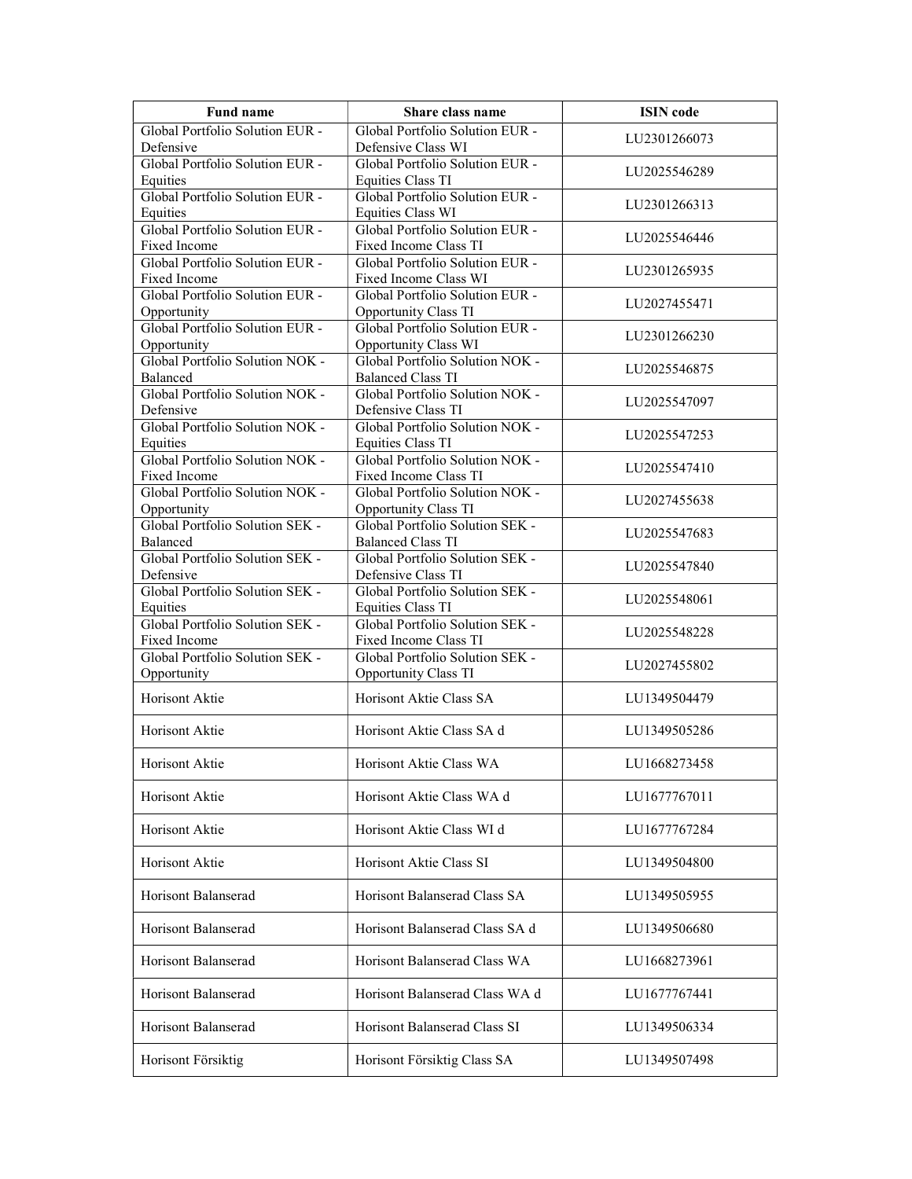| Fund name | Share class name | ISIN code |
|---|---|---|
| Global Portfolio Solution EUR - Defensive | Global Portfolio Solution EUR - Defensive Class WI | LU2301266073 |
| Global Portfolio Solution EUR - Equities | Global Portfolio Solution EUR - Equities Class TI | LU2025546289 |
| Global Portfolio Solution EUR - Equities | Global Portfolio Solution EUR - Equities Class WI | LU2301266313 |
| Global Portfolio Solution EUR - Fixed Income | Global Portfolio Solution EUR - Fixed Income Class TI | LU2025546446 |
| Global Portfolio Solution EUR - Fixed Income | Global Portfolio Solution EUR - Fixed Income Class WI | LU2301265935 |
| Global Portfolio Solution EUR - Opportunity | Global Portfolio Solution EUR - Opportunity Class TI | LU2027455471 |
| Global Portfolio Solution EUR - Opportunity | Global Portfolio Solution EUR - Opportunity Class WI | LU2301266230 |
| Global Portfolio Solution NOK - Balanced | Global Portfolio Solution NOK - Balanced Class TI | LU2025546875 |
| Global Portfolio Solution NOK - Defensive | Global Portfolio Solution NOK - Defensive Class TI | LU2025547097 |
| Global Portfolio Solution NOK - Equities | Global Portfolio Solution NOK - Equities Class TI | LU2025547253 |
| Global Portfolio Solution NOK - Fixed Income | Global Portfolio Solution NOK - Fixed Income Class TI | LU2025547410 |
| Global Portfolio Solution NOK - Opportunity | Global Portfolio Solution NOK - Opportunity Class TI | LU2027455638 |
| Global Portfolio Solution SEK - Balanced | Global Portfolio Solution SEK - Balanced Class TI | LU2025547683 |
| Global Portfolio Solution SEK - Defensive | Global Portfolio Solution SEK - Defensive Class TI | LU2025547840 |
| Global Portfolio Solution SEK - Equities | Global Portfolio Solution SEK - Equities Class TI | LU2025548061 |
| Global Portfolio Solution SEK - Fixed Income | Global Portfolio Solution SEK - Fixed Income Class TI | LU2025548228 |
| Global Portfolio Solution SEK - Opportunity | Global Portfolio Solution SEK - Opportunity Class TI | LU2027455802 |
| Horisont Aktie | Horisont Aktie Class SA | LU1349504479 |
| Horisont Aktie | Horisont Aktie Class SA d | LU1349505286 |
| Horisont Aktie | Horisont Aktie Class WA | LU1668273458 |
| Horisont Aktie | Horisont Aktie Class WA d | LU1677767011 |
| Horisont Aktie | Horisont Aktie Class WI d | LU1677767284 |
| Horisont Aktie | Horisont Aktie Class SI | LU1349504800 |
| Horisont Balanserad | Horisont Balanserad Class SA | LU1349505955 |
| Horisont Balanserad | Horisont Balanserad Class SA d | LU1349506680 |
| Horisont Balanserad | Horisont Balanserad Class WA | LU1668273961 |
| Horisont Balanserad | Horisont Balanserad Class WA d | LU1677767441 |
| Horisont Balanserad | Horisont Balanserad Class SI | LU1349506334 |
| Horisont Försiktig | Horisont Försiktig Class SA | LU1349507498 |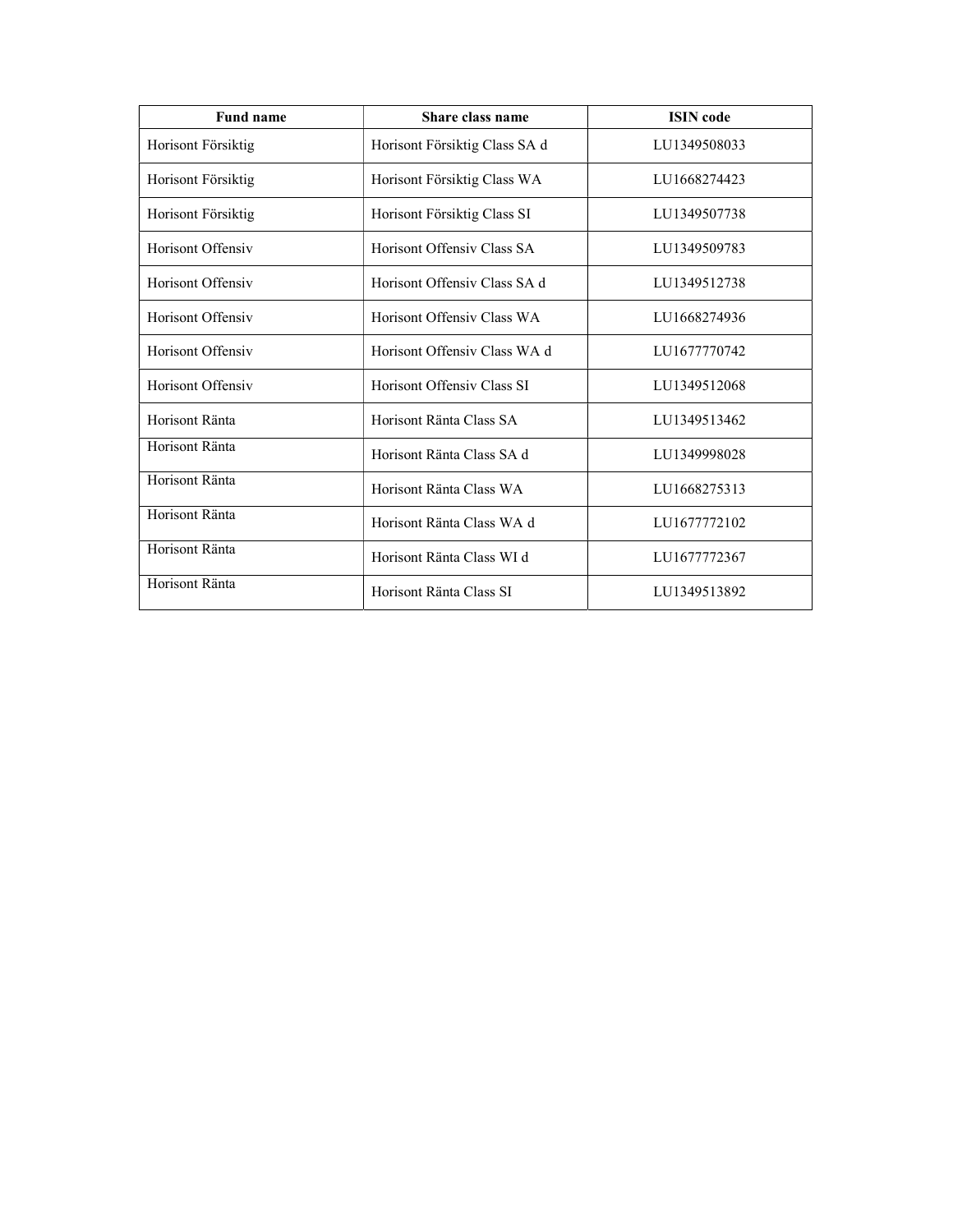| Fund name | Share class name | ISIN code |
| --- | --- | --- |
| Horisont Försiktig | Horisont Försiktig Class SA d | LU1349508033 |
| Horisont Försiktig | Horisont Försiktig Class WA | LU1668274423 |
| Horisont Försiktig | Horisont Försiktig Class SI | LU1349507738 |
| Horisont Offensiv | Horisont Offensiv Class SA | LU1349509783 |
| Horisont Offensiv | Horisont Offensiv Class SA d | LU1349512738 |
| Horisont Offensiv | Horisont Offensiv Class WA | LU1668274936 |
| Horisont Offensiv | Horisont Offensiv Class WA d | LU1677770742 |
| Horisont Offensiv | Horisont Offensiv Class SI | LU1349512068 |
| Horisont Ränta | Horisont Ränta Class SA | LU1349513462 |
| Horisont Ränta | Horisont Ränta Class SA d | LU1349998028 |
| Horisont Ränta | Horisont Ränta Class WA | LU1668275313 |
| Horisont Ränta | Horisont Ränta Class WA d | LU1677772102 |
| Horisont Ränta | Horisont Ränta Class WI d | LU1677772367 |
| Horisont Ränta | Horisont Ränta Class SI | LU1349513892 |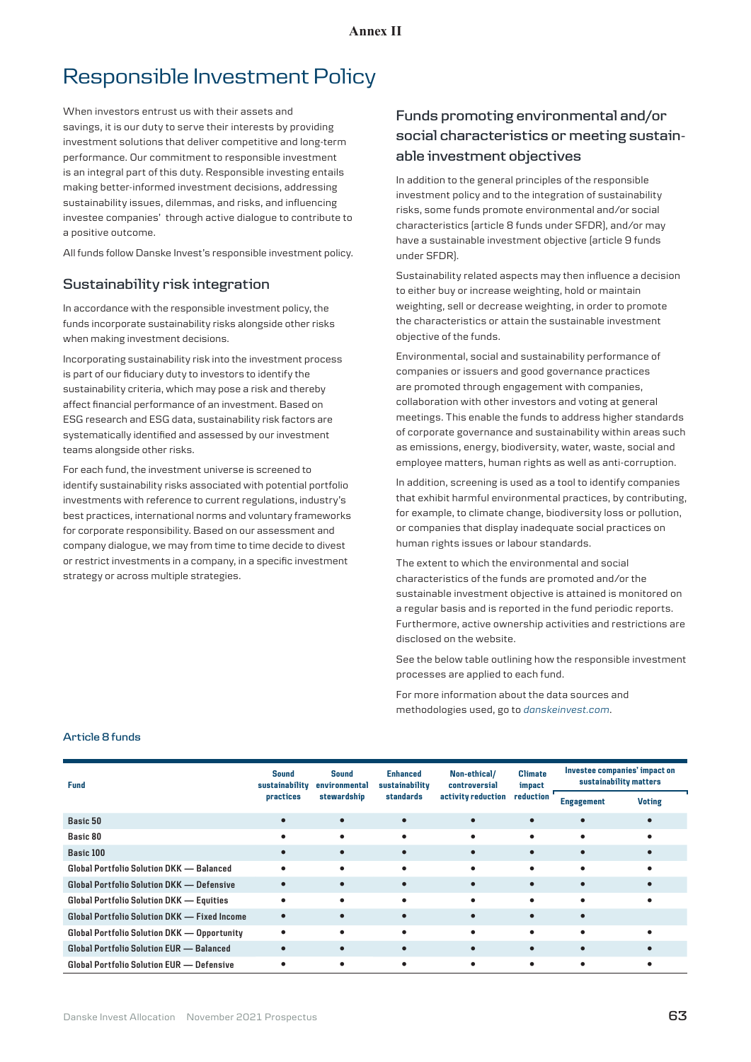Annex II

# Responsible Investment Policy

When investors entrust us with their assets and savings, it is our duty to serve their interests by providing investment solutions that deliver competitive and long-term performance. Our commitment to responsible investment is an integral part of this duty. Responsible investing entails making better-informed investment decisions, addressing sustainability issues, dilemmas, and risks, and influencing investee companies' through active dialogue to contribute to a positive outcome.

All funds follow Danske Invest's responsible investment policy.

## Sustainability risk integration

In accordance with the responsible investment policy, the funds incorporate sustainability risks alongside other risks when making investment decisions.

Incorporating sustainability risk into the investment process is part of our fiduciary duty to investors to identify the sustainability criteria, which may pose a risk and thereby affect financial performance of an investment. Based on ESG research and ESG data, sustainability risk factors are systematically identified and assessed by our investment teams alongside other risks.

For each fund, the investment universe is screened to identify sustainability risks associated with potential portfolio investments with reference to current regulations, industry's best practices, international norms and voluntary frameworks for corporate responsibility. Based on our assessment and company dialogue, we may from time to time decide to divest or restrict investments in a company, in a specific investment strategy or across multiple strategies.

## Funds promoting environmental and/or social characteristics or meeting sustainable investment objectives

In addition to the general principles of the responsible investment policy and to the integration of sustainability risks, some funds promote environmental and/or social characteristics (article 8 funds under SFDR), and/or may have a sustainable investment objective (article 9 funds under SFDR).

Sustainability related aspects may then influence a decision to either buy or increase weighting, hold or maintain weighting, sell or decrease weighting, in order to promote the characteristics or attain the sustainable investment objective of the funds.

Environmental, social and sustainability performance of companies or issuers and good governance practices are promoted through engagement with companies, collaboration with other investors and voting at general meetings. This enable the funds to address higher standards of corporate governance and sustainability within areas such as emissions, energy, biodiversity, water, waste, social and employee matters, human rights as well as anti-corruption.

In addition, screening is used as a tool to identify companies that exhibit harmful environmental practices, by contributing, for example, to climate change, biodiversity loss or pollution, or companies that display inadequate social practices on human rights issues or labour standards.

The extent to which the environmental and social characteristics of the funds are promoted and/or the sustainable investment objective is attained is monitored on a regular basis and is reported in the fund periodic reports. Furthermore, active ownership activities and restrictions are disclosed on the website.

See the below table outlining how the responsible investment processes are applied to each fund.

For more information about the data sources and methodologies used, go to *danskeinvest.com*.

### Article 8 funds

| Fund | Sound sustainability practices | Sound environmental stewardship | Enhanced sustainability standards | Non-ethical/ controversial activity reduction | Climate impact reduction | Investee companies' impact on sustainability matters | |
|---|---|---|---|---|---|---|---|
| | | | | | | Engagement | Voting |
| Basic 50 | • | • | • | • | • | • | • |
| Basic 80 | • | • | • | • | • | • | • |
| Basic 100 | • | • | • | • | • | • | • |
| Global Portfolio Solution DKK — Balanced | • | • | • | • | • | • | • |
| Global Portfolio Solution DKK — Defensive | • | • | • | • | • | • | • |
| Global Portfolio Solution DKK — Equities | • | • | • | • | • | • | • |
| Global Portfolio Solution DKK — Fixed Income | • | • | • | • | • | • | |
| Global Portfolio Solution DKK — Opportunity | • | • | • | • | • | • | • |
| Global Portfolio Solution EUR — Balanced | • | • | • | • | • | • | • |
| Global Portfolio Solution EUR — Defensive | • | • | • | • | • | • | • |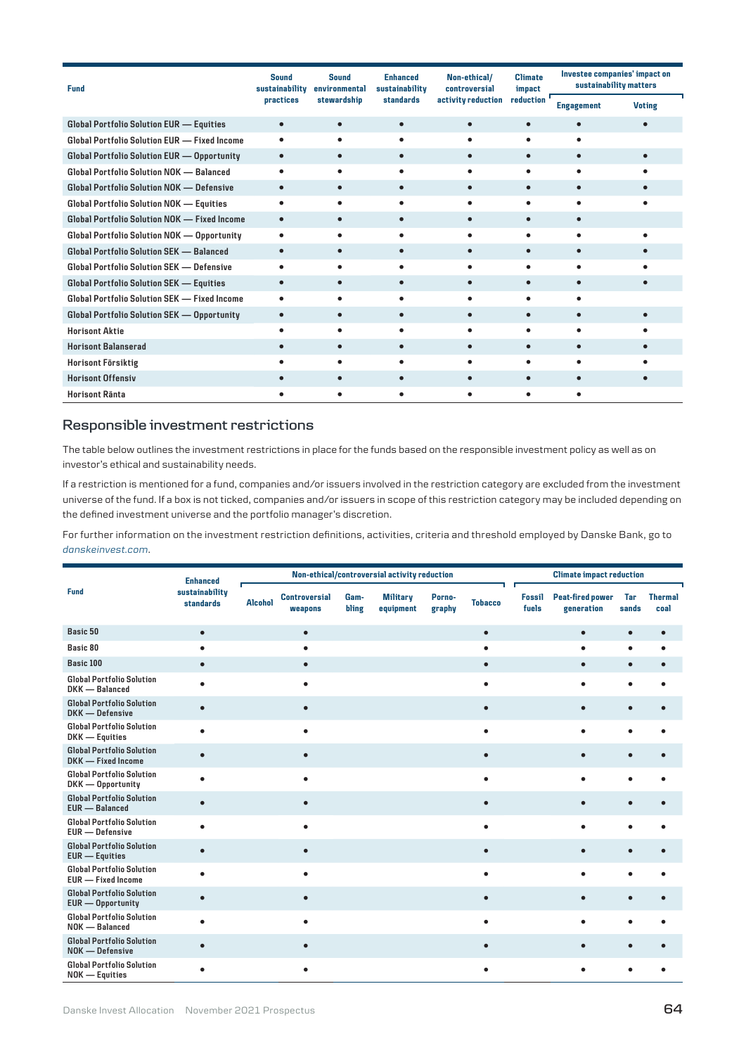| Fund | Sound sustainability practices | Sound environmental stewardship | Enhanced sustainability standards | Non-ethical/ controversial activity reduction | Climate impact reduction | Investee companies' impact on sustainability matters | |
|---|---|---|---|---|---|---|---|
| | | | | | | Engagement | Voting |
| Global Portfolio Solution EUR — Equities | • | • | • | • | • | • | • |
| Global Portfolio Solution EUR — Fixed Income | • | • | • | • | • | • | |
| Global Portfolio Solution EUR — Opportunity | • | • | • | • | • | • | • |
| Global Portfolio Solution NOK — Balanced | • | • | • | • | • | • | • |
| Global Portfolio Solution NOK — Defensive | • | • | • | • | • | • | • |
| Global Portfolio Solution NOK — Equities | • | • | • | • | • | • | • |
| Global Portfolio Solution NOK — Fixed Income | • | • | • | • | • | • | |
| Global Portfolio Solution NOK — Opportunity | • | • | • | • | • | • | • |
| Global Portfolio Solution SEK — Balanced | • | • | • | • | • | • | • |
| Global Portfolio Solution SEK — Defensive | • | • | • | • | • | • | • |
| Global Portfolio Solution SEK — Equities | • | • | • | • | • | • | • |
| Global Portfolio Solution SEK — Fixed Income | • | • | • | • | • | • | |
| Global Portfolio Solution SEK — Opportunity | • | • | • | • | • | • | • |
| Horisont Aktie | • | • | • | • | • | • | • |
| Horisont Balanserad | • | • | • | • | • | • | • |
| Horisont Försiktig | • | • | • | • | • | • | • |
| Horisont Offensiv | • | • | • | • | • | • | • |
| Horisont Ränta | • | • | • | • | • | • | |

## Responsible investment restrictions

The table below outlines the investment restrictions in place for the funds based on the responsible investment policy as well as on investor's ethical and sustainability needs.

If a restriction is mentioned for a fund, companies and/or issuers involved in the restriction category are excluded from the investment universe of the fund. If a box is not ticked, companies and/or issuers in scope of this restriction category may be included depending on the defined investment universe and the portfolio manager's discretion.

For further information on the investment restriction definitions, activities, criteria and threshold employed by Danske Bank, go to *danskeinvest.com*.

| Fund | Enhanced sustainability standards | Non-ethical/controversial activity reduction | | | | | | Climate impact reduction | | | |
|---|---|---|---|---|---|---|---|---|---|---|---|
| | | Alcohol | Controversial weapons | Gambling | Military equipment | Pornography | Tobacco | Fossil fuels | Peat-fired power generation | Tar sands | Thermal coal |
| Basic 50 | • | | • | | | | • | | • | • | • |
| Basic 80 | • | | • | | | | • | | • | • | • |
| Basic 100 | • | | • | | | | • | | • | • | • |
| Global Portfolio Solution DKK — Balanced | • | | • | | | | • | | • | • | • |
| Global Portfolio Solution DKK — Defensive | • | | • | | | | • | | • | • | • |
| Global Portfolio Solution DKK — Equities | • | | • | | | | • | | • | • | • |
| Global Portfolio Solution DKK — Fixed Income | • | | • | | | | • | | • | • | • |
| Global Portfolio Solution DKK — Opportunity | • | | • | | | | • | | • | • | • |
| Global Portfolio Solution EUR — Balanced | • | | • | | | | • | | • | • | • |
| Global Portfolio Solution EUR — Defensive | • | | • | | | | • | | • | • | • |
| Global Portfolio Solution EUR — Equities | • | | • | | | | • | | • | • | • |
| Global Portfolio Solution EUR — Fixed Income | • | | • | | | | • | | • | • | • |
| Global Portfolio Solution EUR — Opportunity | • | | • | | | | • | | • | • | • |
| Global Portfolio Solution NOK — Balanced | • | | • | | | | • | | • | • | • |
| Global Portfolio Solution NOK — Defensive | • | | • | | | | • | | • | • | • |
| Global Portfolio Solution NOK — Equities | • | | • | | | | • | | • | • | • |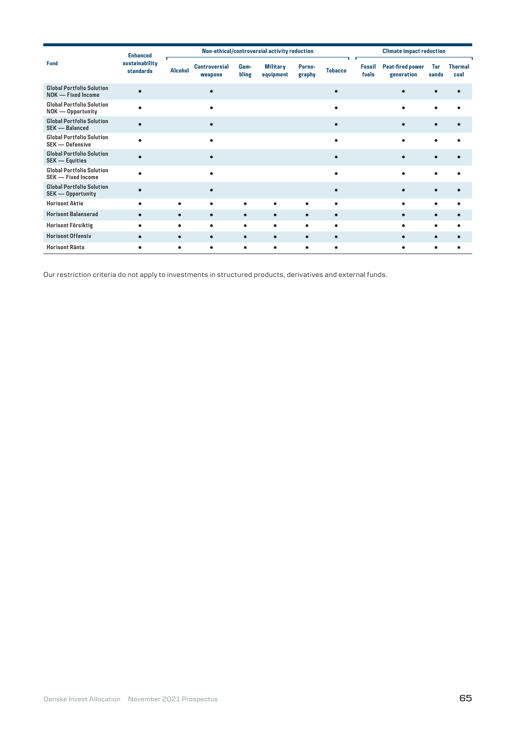| Fund | Enhanced sustainability standards | Non-ethical/controversial activity reduction | | | | | | Climate impact reduction | | | |
|---|---|---|---|---|---|---|---|---|---|---|---|
| | | Alcohol | Controversial weapons | Gam-bling | Military equipment | Porno-graphy | Tobacco | Fossil fuels | Peat-fired power generation | Tar sands | Thermal coal |
| Global Portfolio Solution NOK — Fixed Income | • | | • | | | | • | | • | • | • |
| Global Portfolio Solution NOK — Opportunity | • | | • | | | | • | | • | • | • |
| Global Portfolio Solution SEK — Balanced | • | | • | | | | • | | • | • | • |
| Global Portfolio Solution SEK — Defensive | • | | • | | | | • | | • | • | • |
| Global Portfolio Solution SEK — Equities | • | | • | | | | • | | • | • | • |
| Global Portfolio Solution SEK — Fixed Income | • | | • | | | | • | | • | • | • |
| Global Portfolio Solution SEK — Opportunity | • | | • | | | | • | | • | • | • |
| Horisont Aktie | • | • | • | • | • | • | • | | • | • | • |
| Horisont Balanserad | • | • | • | • | • | • | • | | • | • | • |
| Horisont Försiktig | • | • | • | • | • | • | • | | • | • | • |
| Horisont Offensiv | • | • | • | • | • | • | • | | • | • | • |
| Horisont Ränta | • | • | • | • | • | • | • | | • | • | • |

Our restriction criteria do not apply to investments in structured products, derivatives and external funds.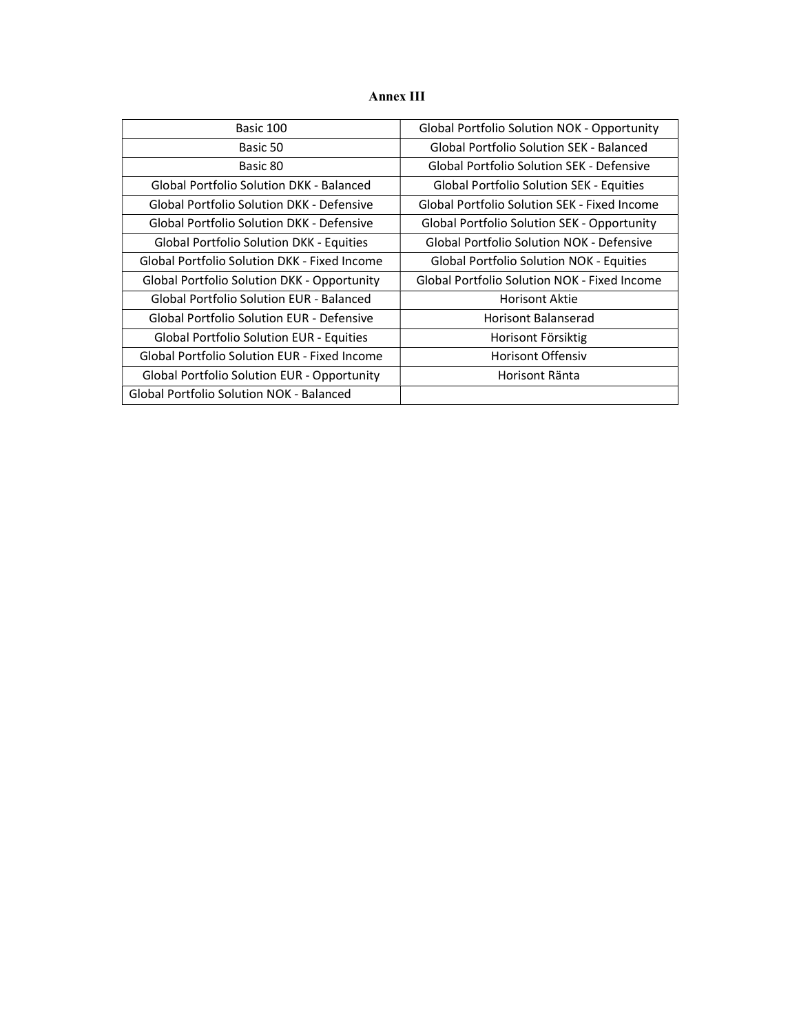**Annex III**

| | |
|---|---|
| Basic 100 | Global Portfolio Solution NOK - Opportunity |
| Basic 50 | Global Portfolio Solution SEK - Balanced |
| Basic 80 | Global Portfolio Solution SEK - Defensive |
| Global Portfolio Solution DKK - Balanced | Global Portfolio Solution SEK - Equities |
| Global Portfolio Solution DKK - Defensive | Global Portfolio Solution SEK - Fixed Income |
| Global Portfolio Solution DKK - Defensive | Global Portfolio Solution SEK - Opportunity |
| Global Portfolio Solution DKK - Equities | Global Portfolio Solution NOK - Defensive |
| Global Portfolio Solution DKK - Fixed Income | Global Portfolio Solution NOK - Equities |
| Global Portfolio Solution DKK - Opportunity | Global Portfolio Solution NOK - Fixed Income |
| Global Portfolio Solution EUR - Balanced | Horisont Aktie |
| Global Portfolio Solution EUR - Defensive | Horisont Balanserad |
| Global Portfolio Solution EUR - Equities | Horisont Försiktig |
| Global Portfolio Solution EUR - Fixed Income | Horisont Offensiv |
| Global Portfolio Solution EUR - Opportunity | Horisont Ränta |
| Global Portfolio Solution NOK - Balanced | |